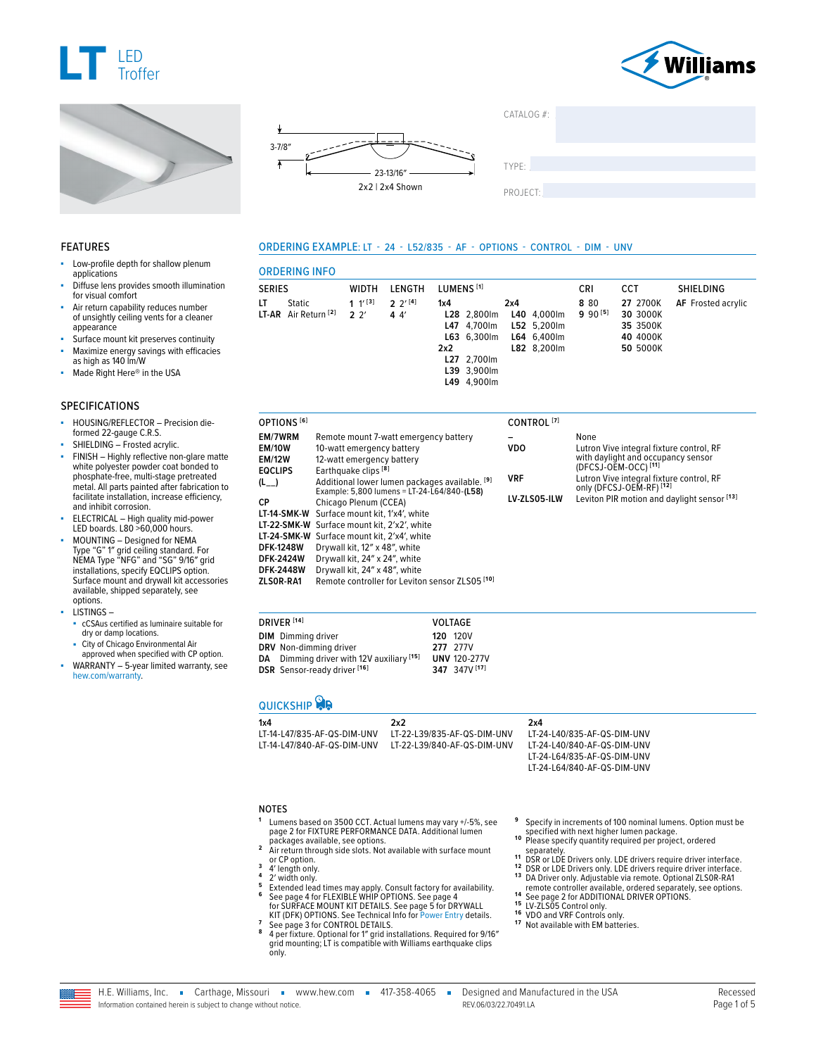# LT LED Troffer

Williams

3-7/8″

23-13/16″

2x2 | 2x4 Shown

CATALOG #:

TYPE:

PROJECT:

## FEATURES

- Low-profile depth for shallow plenum applications
- Diffuse lens provides smooth illumination for visual comfort
- Air return capability reduces number of unsightly ceiling vents for a cleaner appearance
- Surface mount kit preserves continuity
- Maximize energy savings with efficacies as high as 140 lm/W
- Made Right Here® in the USA

## SPECIFICATIONS

- HOUSING/REFLECTOR – Precision die-formed 22-gauge C.R.S.
- SHIELDING – Frosted acrylic.
- FINISH – Highly reflective non-glare matte white polyester powder coat bonded to phosphate-free, multi-stage pretreated metal. All parts painted after fabrication to facilitate installation, increase efficiency, and inhibit corrosion.
- ELECTRICAL – High quality mid-power LED boards. L80 >60,000 hours.
- MOUNTING – Designed for NEMA Type "G" 1" grid ceiling standard. For NEMA Type "NFG" and "SG" 9/16" grid installations, specify EQCLIPS option. Surface mount and drywall kit accessories available, shipped separately, see options.
- LISTINGS –
  - cCSAus certified as luminaire suitable for dry or damp locations.
  - City of Chicago Environmental Air approved when specified with CP option.
- WARRANTY – 5-year limited warranty, see hew.com/warranty.

## ORDERING EXAMPLE: LT - 24 - L52/835 - AF - OPTIONS - CONTROL - DIM - UNV

## ORDERING INFO

| SERIES | WIDTH | LENGTH | LUMENS [1] | | CRI | CCT | SHIELDING |
|---|---|---|---|---|---|---|---|
| **LT** Static | **1** 1′ [3] | **2** 2′ [4] | **1x4** | **2x4** | **8** 80 | **27** 2700K | **AF** Frosted acrylic |
| **LT-AR** Air Return [2] | **2** 2′ | **4** 4′ | **L28** 2,800lm | **L40** 4,000lm | **9** 90 [5] | **30** 3000K | |
| | | | **L47** 4,700lm | **L52** 5,200lm | | **35** 3500K | |
| | | | **L63** 6,300lm | **L64** 6,400lm | | **40** 4000K | |
| | | | **2x2** | **L82** 8,200lm | | **50** 5000K | |
| | | | **L27** 2,700lm | | | | |
| | | | **L39** 3,900lm | | | | |
| | | | **L49** 4,900lm | | | | |

| OPTIONS [6] | |
|---|---|
| **EM/7WRM** | Remote mount 7-watt emergency battery |
| **EM/10W** | 10-watt emergency battery |
| **EM/12W** | 12-watt emergency battery |
| **EQCLIPS** | Earthquake clips [8] |
| **(L__)** | Additional lower lumen packages available. [9] Example: 5,800 lumens = LT-24-L64/840-**(L58)** |
| **CP** | Chicago Plenum (CCEA) |
| **LT-14-SMK-W** | Surface mount kit, 1'x4', white |
| **LT-22-SMK-W** | Surface mount kit, 2'x2', white |
| **LT-24-SMK-W** | Surface mount kit, 2'x4', white |
| **DFK-1248W** | Drywall kit, 12" x 48", white |
| **DFK-2424W** | Drywall kit, 24" x 24", white |
| **DFK-2448W** | Drywall kit, 24" x 48", white |
| **ZLSOR-RA1** | Remote controller for Leviton sensor ZLS05 [10] |

| CONTROL [7] | |
|---|---|
| **–** | None |
| **VDO** | Lutron Vive integral fixture control, RF with daylight and occupancy sensor (DFCSJ-OEM-OCC) [11] |
| **VRF** | Lutron Vive integral fixture control, RF only (DFCSJ-OEM-RF) [12] |
| **LV-ZLS05-ILW** | Leviton PIR motion and daylight sensor [13] |

| DRIVER [14] | VOLTAGE |
|---|---|
| **DIM** Dimming driver | **120** 120V |
| **DRV** Non-dimming driver | **277** 277V |
| **DA** Dimming driver with 12V auxiliary [15] | **UNV** 120-277V |
| **DSR** Sensor-ready driver [16] | **347** 347V [17] |

## QUICKSHIP

| 1x4 | 2x2 | 2x4 |
|---|---|---|
| LT-14-L47/835-AF-QS-DIM-UNV | LT-22-L39/835-AF-QS-DIM-UNV | LT-24-L40/835-AF-QS-DIM-UNV |
| LT-14-L47/840-AF-QS-DIM-UNV | LT-22-L39/840-AF-QS-DIM-UNV | LT-24-L40/840-AF-QS-DIM-UNV |
| | | LT-24-L64/835-AF-QS-DIM-UNV |
| | | LT-24-L64/840-AF-QS-DIM-UNV |

## NOTES

1. Lumens based on 3500 CCT. Actual lumens may vary +/-5%, see page 2 for FIXTURE PERFORMANCE DATA. Additional lumen packages available, see options.
2. Air return through side slots. Not available with surface mount or CP option.
3. 4′ length only.
4. 2′ width only.
5. Extended lead times may apply. Consult factory for availability.
6. See page 4 for FLEXIBLE WHIP OPTIONS. See page 4 for SURFACE MOUNT KIT DETAILS. See page 5 for DRYWALL KIT (DFK) OPTIONS. See Technical Info for Power Entry details.
7. See page 3 for CONTROL DETAILS.
8. 4 per fixture. Optional for 1" grid installations. Required for 9/16" grid mounting; LT is compatible with Williams earthquake clips only.
9. Specify in increments of 100 nominal lumens. Option must be specified with next higher lumen package.
10. Please specify quantity required per project, ordered separately.
11. DSR or LDE Drivers only. LDE drivers require driver interface.
12. DSR or LDE Drivers only. LDE drivers require driver interface.
13. DA Driver only. Adjustable via remote. Optional ZLSOR-RA1 remote controller available, ordered separately, see options.
14. See page 2 for ADDITIONAL DRIVER OPTIONS.
15. LV-ZLS05 Control only.
16. VDO and VRF Controls only.
17. Not available with EM batteries.

H.E. Williams, Inc. ▪ Carthage, Missouri ▪ www.hew.com ▪ 417-358-4065 ▪ Designed and Manufactured in the USA

Information contained herein is subject to change without notice. REV.06/03/22.70491.LA

Recessed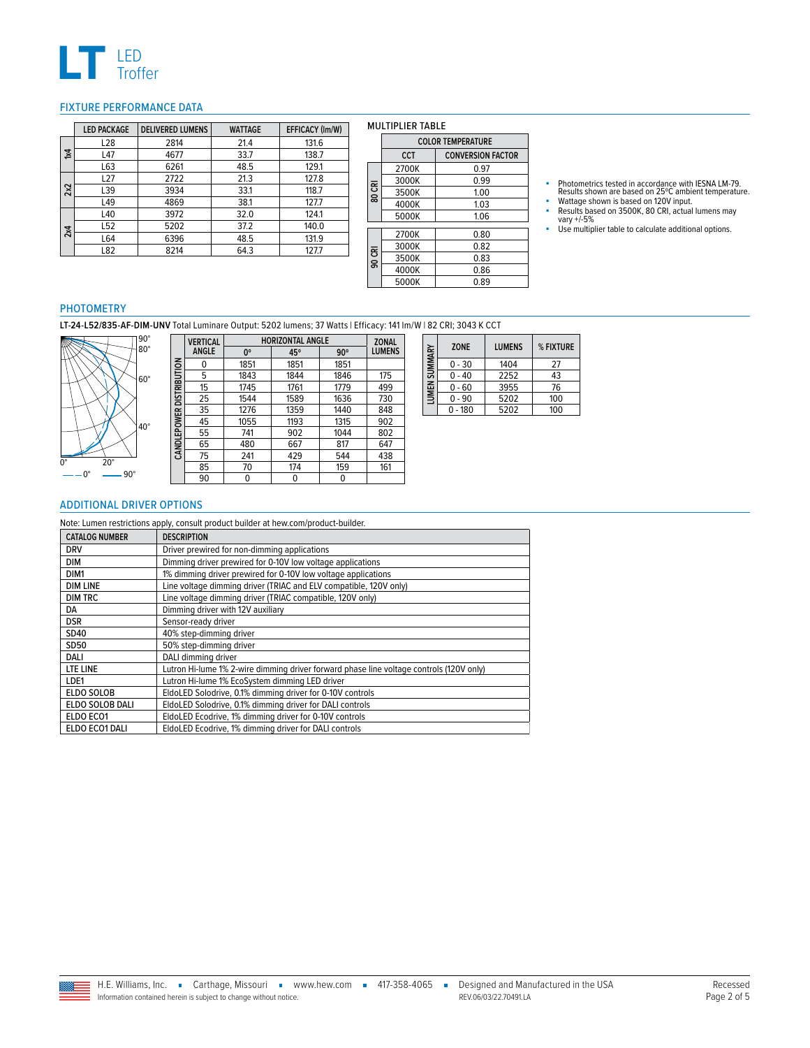# LT LED Troffer

## FIXTURE PERFORMANCE DATA

| | LED PACKAGE | DELIVERED LUMENS | WATTAGE | EFFICACY (lm/W) |
|---|---|---|---|---|
| 1x4 | L28 | 2814 | 21.4 | 131.6 |
| | L47 | 4677 | 33.7 | 138.7 |
| | L63 | 6261 | 48.5 | 129.1 |
| 2x2 | L27 | 2722 | 21.3 | 127.8 |
| | L39 | 3934 | 33.1 | 118.7 |
| | L49 | 4869 | 38.1 | 127.7 |
| 2x4 | L40 | 3972 | 32.0 | 124.1 |
| | L52 | 5202 | 37.2 | 140.0 |
| | L64 | 6396 | 48.5 | 131.9 |
| | L82 | 8214 | 64.3 | 127.7 |

### MULTIPLIER TABLE

| | COLOR TEMPERATURE | |
|---|---|---|
| | CCT | CONVERSION FACTOR |
| 80 CRI | 2700K | 0.97 |
| | 3000K | 0.99 |
| | 3500K | 1.00 |
| | 4000K | 1.03 |
| | 5000K | 1.06 |
| 90 CRI | 2700K | 0.80 |
| | 3000K | 0.82 |
| | 3500K | 0.83 |
| | 4000K | 0.86 |
| | 5000K | 0.89 |

- Photometrics tested in accordance with IESNA LM-79. Results shown are based on 25ºC ambient temperature.
- Wattage shown is based on 120V input.
- Results based on 3500K, 80 CRI, actual lumens may vary +/-5%
- Use multiplier table to calculate additional options.

## PHOTOMETRY

**LT-24-L52/835-AF-DIM-UNV** Total Luminare Output: 5202 lumens; 37 Watts | Efficacy: 141 lm/W | 82 CRI; 3043 K CCT

| | VERTICAL ANGLE | HORIZONTAL ANGLE | | | ZONAL LUMENS |
|---|---|---|---|---|---|
| | | 0° | 45° | 90° | |
| CANDLEPOWER DISTRIBUTION | 0 | 1851 | 1851 | 1851 | |
| | 5 | 1843 | 1844 | 1846 | 175 |
| | 15 | 1745 | 1761 | 1779 | 499 |
| | 25 | 1544 | 1589 | 1636 | 730 |
| | 35 | 1276 | 1359 | 1440 | 848 |
| | 45 | 1055 | 1193 | 1315 | 902 |
| | 55 | 741 | 902 | 1044 | 802 |
| | 65 | 480 | 667 | 817 | 647 |
| | 75 | 241 | 429 | 544 | 438 |
| | 85 | 70 | 174 | 159 | 161 |
| | 90 | 0 | 0 | 0 | |

| | ZONE | LUMENS | % FIXTURE |
|---|---|---|---|
| LUMEN SUMMARY | 0 - 30 | 1404 | 27 |
| | 0 - 40 | 2252 | 43 |
| | 0 - 60 | 3955 | 76 |
| | 0 - 90 | 5202 | 100 |
| | 0 - 180 | 5202 | 100 |

## ADDITIONAL DRIVER OPTIONS

Note: Lumen restrictions apply, consult product builder at hew.com/product-builder.

| CATALOG NUMBER | DESCRIPTION |
|---|---|
| DRV | Driver prewired for non-dimming applications |
| DIM | Dimming driver prewired for 0-10V low voltage applications |
| DIM1 | 1% dimming driver prewired for 0-10V low voltage applications |
| DIM LINE | Line voltage dimming driver (TRIAC and ELV compatible, 120V only) |
| DIM TRC | Line voltage dimming driver (TRIAC compatible, 120V only) |
| DA | Dimming driver with 12V auxiliary |
| DSR | Sensor-ready driver |
| SD40 | 40% step-dimming driver |
| SD50 | 50% step-dimming driver |
| DALI | DALI dimming driver |
| LTE LINE | Lutron Hi-lume 1% 2-wire dimming driver forward phase line voltage controls (120V only) |
| LDE1 | Lutron Hi-lume 1% EcoSystem dimming LED driver |
| ELDO SOLOB | EldoLED Solodrive, 0.1% dimming driver for 0-10V controls |
| ELDO SOLOB DALI | EldoLED Solodrive, 0.1% dimming driver for DALI controls |
| ELDO ECO1 | EldoLED Ecodrive, 1% dimming driver for 0-10V controls |
| ELDO ECO1 DALI | EldoLED Ecodrive, 1% dimming driver for DALI controls |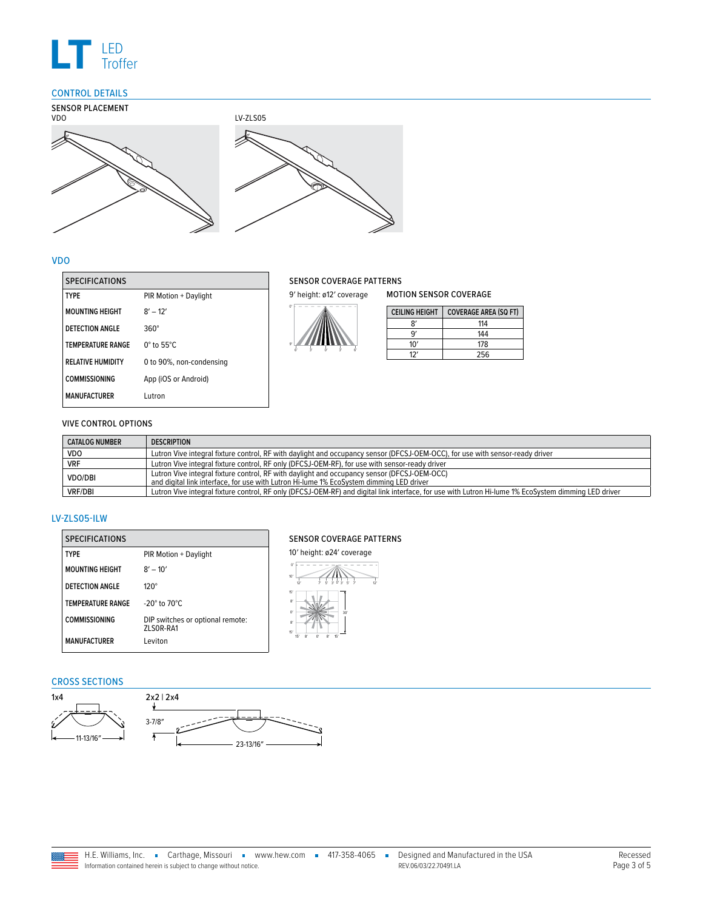# LT LED Troffer

## CONTROL DETAILS

### SENSOR PLACEMENT

VDO

LV-ZLS05

## VDO

| SPECIFICATIONS | |
|---|---|
| TYPE | PIR Motion + Daylight |
| MOUNTING HEIGHT | 8′ – 12′ |
| DETECTION ANGLE | 360° |
| TEMPERATURE RANGE | 0° to 55°C |
| RELATIVE HUMIDITY | 0 to 90%, non-condensing |
| COMMISSIONING | App (iOS or Android) |
| MANUFACTURER | Lutron |

### SENSOR COVERAGE PATTERNS

9′ height: ø12′ coverage

### MOTION SENSOR COVERAGE

| CEILING HEIGHT | COVERAGE AREA (SQ FT) |
|---|---|
| 8′ | 114 |
| 9′ | 144 |
| 10′ | 178 |
| 12′ | 256 |

### VIVE CONTROL OPTIONS

| CATALOG NUMBER | DESCRIPTION |
|---|---|
| VDO | Lutron Vive integral fixture control, RF with daylight and occupancy sensor (DFCSJ-OEM-OCC), for use with sensor-ready driver |
| VRF | Lutron Vive integral fixture control, RF only (DFCSJ-OEM-RF), for use with sensor-ready driver |
| VDO/DBI | Lutron Vive integral fixture control, RF with daylight and occupancy sensor (DFCSJ-OEM-OCC) and digital link interface, for use with Lutron Hi-lume 1% EcoSystem dimming LED driver |
| VRF/DBI | Lutron Vive integral fixture control, RF only (DFCSJ-OEM-RF) and digital link interface, for use with Lutron Hi-lume 1% EcoSystem dimming LED driver |

## LV-ZLS05-ILW

| SPECIFICATIONS | |
|---|---|
| TYPE | PIR Motion + Daylight |
| MOUNTING HEIGHT | 8′ – 10′ |
| DETECTION ANGLE | 120° |
| TEMPERATURE RANGE | -20° to 70°C |
| COMMISSIONING | DIP switches or optional remote: ZLSOR-RA1 |
| MANUFACTURER | Leviton |

### SENSOR COVERAGE PATTERNS

10′ height: ø24′ coverage

## CROSS SECTIONS

1x4

11-13/16″

2x2 | 2x4

3-7/8″

23-13/16″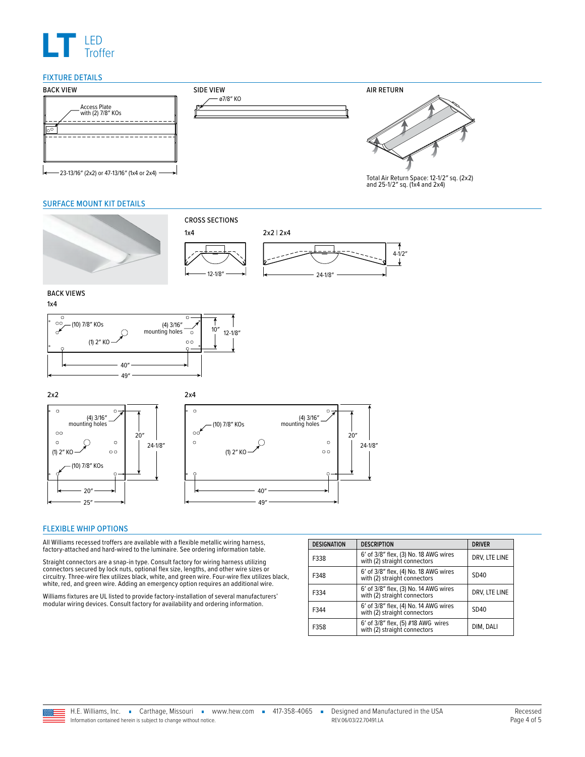# LT LED Troffer

## FIXTURE DETAILS

BACK VIEW

Access Plate with (2) 7/8" KOs

23-13/16" (2x2) or 47-13/16" (1x4 or 2x4)

SIDE VIEW

ø7/8" KO

AIR RETURN

Total Air Return Space: 12-1/2" sq. (2x2) and 25-1/2" sq. (1x4 and 2x4)

## SURFACE MOUNT KIT DETAILS

CROSS SECTIONS

1x4

12-1/8"

2x2 | 2x4

24-1/8"

4-1/2"

BACK VIEWS

1x4

(10) 7/8" KOs

(4) 3/16" mounting holes

(1) 2" KO

10"

12-1/8"

40"

49"

2x2

(4) 3/16" mounting holes

(1) 2" KO

(10) 7/8" KOs

20"

24-1/8"

20"

25"

2x4

(10) 7/8" KOs

(4) 3/16" mounting holes

(1) 2" KO

20"

24-1/8"

40"

49"

## FLEXIBLE WHIP OPTIONS

All Williams recessed troffers are available with a flexible metallic wiring harness, factory-attached and hard-wired to the luminaire. See ordering information table.

Straight connectors are a snap-in type. Consult factory for wiring harness utilizing connectors secured by lock nuts, optional flex size, lengths, and other wire sizes or circuitry. Three-wire flex utilizes black, white, and green wire. Four-wire flex utilizes black, white, red, and green wire. Adding an emergency option requires an additional wire.

Williams fixtures are UL listed to provide factory-installation of several manufacturers' modular wiring devices. Consult factory for availability and ordering information.

| DESIGNATION | DESCRIPTION | DRIVER |
|---|---|---|
| F338 | 6' of 3/8" flex, (3) No. 18 AWG wires with (2) straight connectors | DRV, LTE LINE |
| F348 | 6' of 3/8" flex, (4) No. 18 AWG wires with (2) straight connectors | SD40 |
| F334 | 6' of 3/8" flex, (3) No. 14 AWG wires with (2) straight connectors | DRV, LTE LINE |
| F344 | 6' of 3/8" flex, (4) No. 14 AWG wires with (2) straight connectors | SD40 |
| F358 | 6' of 3/8" flex, (5) #18 AWG wires with (2) straight connectors | DIM, DALI |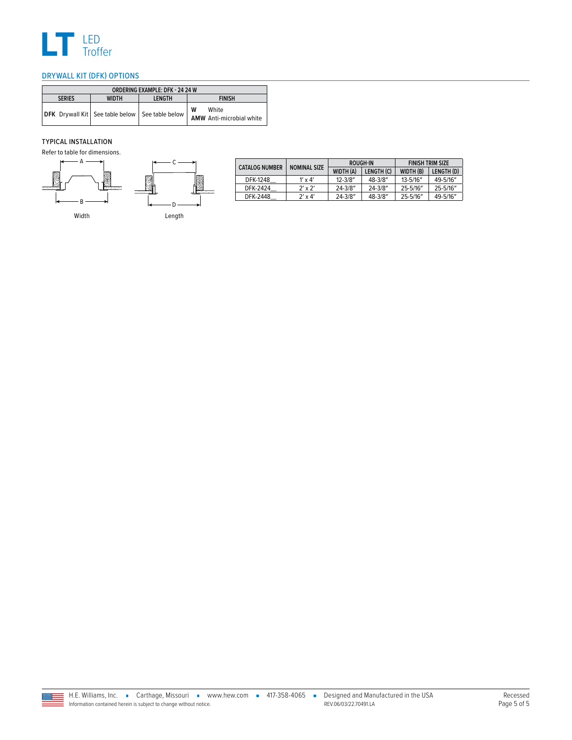## DRYWALL KIT (DFK) OPTIONS

| ORDERING EXAMPLE: DFK - 24 24 W | | | |
|---|---|---|---|
| SERIES | WIDTH | LENGTH | FINISH |
| **DFK** Drywall Kit | See table below | See table below | **W** White<br>**AMW** Anti-microbial white |

### TYPICAL INSTALLATION

Refer to table for dimensions.

A

B

Width

C

D

Length

| CATALOG NUMBER | NOMINAL SIZE | ROUGH-IN | | FINISH TRIM SIZE | |
|---|---|---|---|---|---|
| | | WIDTH (A) | LENGTH (C) | WIDTH (B) | LENGTH (D) |
| DFK-1248__ | 1′ x 4′ | 12-3/8″ | 48-3/8″ | 13-5/16″ | 49-5/16″ |
| DFK-2424__ | 2′ x 2′ | 24-3/8″ | 24-3/8″ | 25-5/16″ | 25-5/16″ |
| DFK-2448__ | 2′ x 4′ | 24-3/8″ | 48-3/8″ | 25-5/16″ | 49-5/16″ |